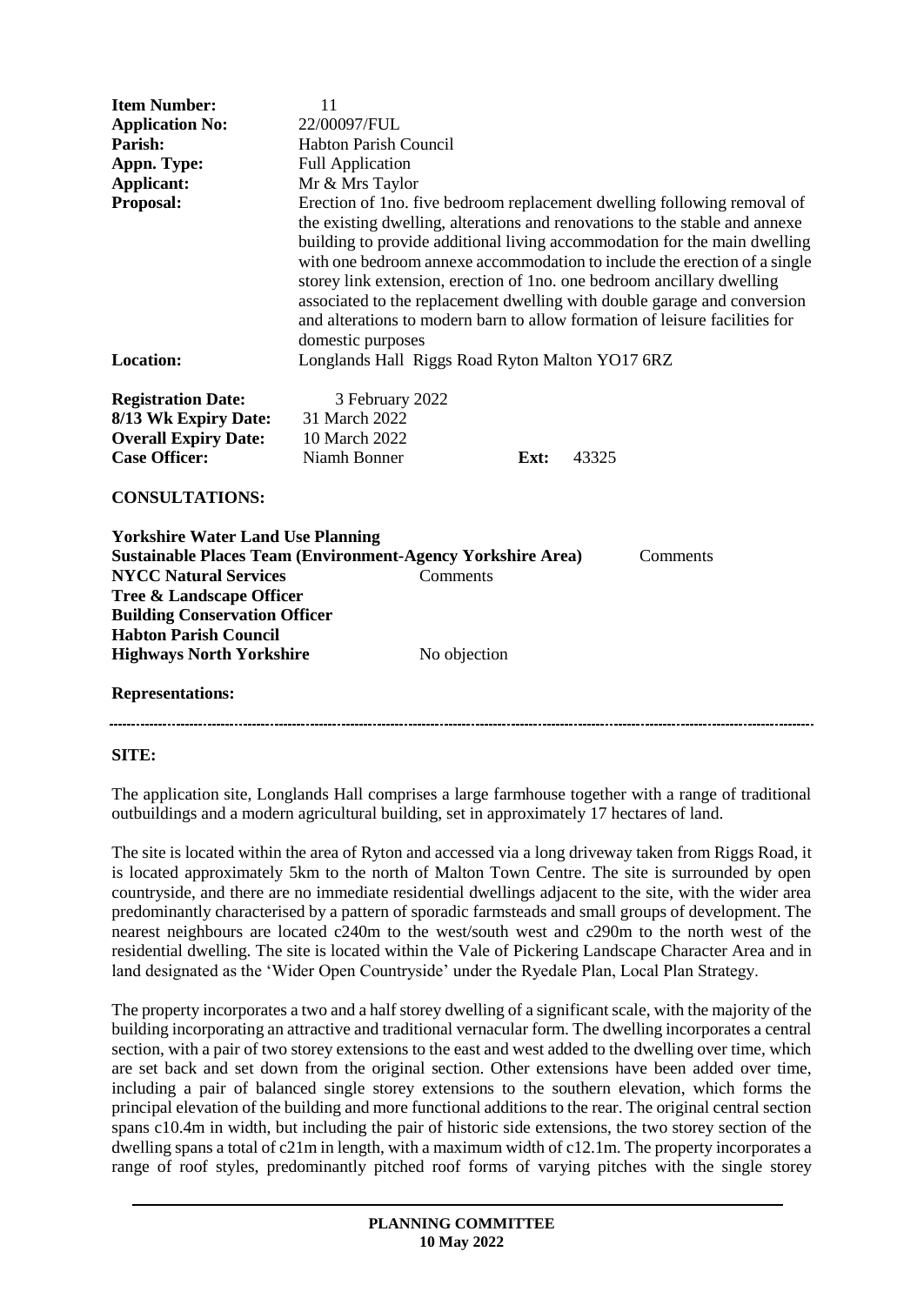**Item Number:** 11
**Application No:** 22/00097/FUL
**Parish:** Habton Parish Council
**Appn. Type:** Full Application
**Applicant:** Mr & Mrs Taylor
**Proposal:** Erection of 1no. five bedroom replacement dwelling following removal of the existing dwelling, alterations and renovations to the stable and annexe building to provide additional living accommodation for the main dwelling with one bedroom annexe accommodation to include the erection of a single storey link extension, erection of 1no. one bedroom ancillary dwelling associated to the replacement dwelling with double garage and conversion and alterations to modern barn to allow formation of leisure facilities for domestic purposes
**Location:** Longlands Hall Riggs Road Ryton Malton YO17 6RZ

**Registration Date:** 3 February 2022
**8/13 Wk Expiry Date:** 31 March 2022
**Overall Expiry Date:** 10 March 2022
**Case Officer:** Niamh Bonner **Ext:** 43325

**CONSULTATIONS:**

**Yorkshire Water Land Use Planning**
**Sustainable Places Team (Environment-Agency Yorkshire Area)** Comments
**NYCC Natural Services** Comments
**Tree & Landscape Officer**
**Building Conservation Officer**
**Habton Parish Council**
**Highways North Yorkshire** No objection

**Representations:**

---

**SITE:**

The application site, Longlands Hall comprises a large farmhouse together with a range of traditional outbuildings and a modern agricultural building, set in approximately 17 hectares of land.

The site is located within the area of Ryton and accessed via a long driveway taken from Riggs Road, it is located approximately 5km to the north of Malton Town Centre. The site is surrounded by open countryside, and there are no immediate residential dwellings adjacent to the site, with the wider area predominantly characterised by a pattern of sporadic farmsteads and small groups of development. The nearest neighbours are located c240m to the west/south west and c290m to the north west of the residential dwelling. The site is located within the Vale of Pickering Landscape Character Area and in land designated as the 'Wider Open Countryside' under the Ryedale Plan, Local Plan Strategy.

The property incorporates a two and a half storey dwelling of a significant scale, with the majority of the building incorporating an attractive and traditional vernacular form. The dwelling incorporates a central section, with a pair of two storey extensions to the east and west added to the dwelling over time, which are set back and set down from the original section. Other extensions have been added over time, including a pair of balanced single storey extensions to the southern elevation, which forms the principal elevation of the building and more functional additions to the rear. The original central section spans c10.4m in width, but including the pair of historic side extensions, the two storey section of the dwelling spans a total of c21m in length, with a maximum width of c12.1m. The property incorporates a range of roof styles, predominantly pitched roof forms of varying pitches with the single storey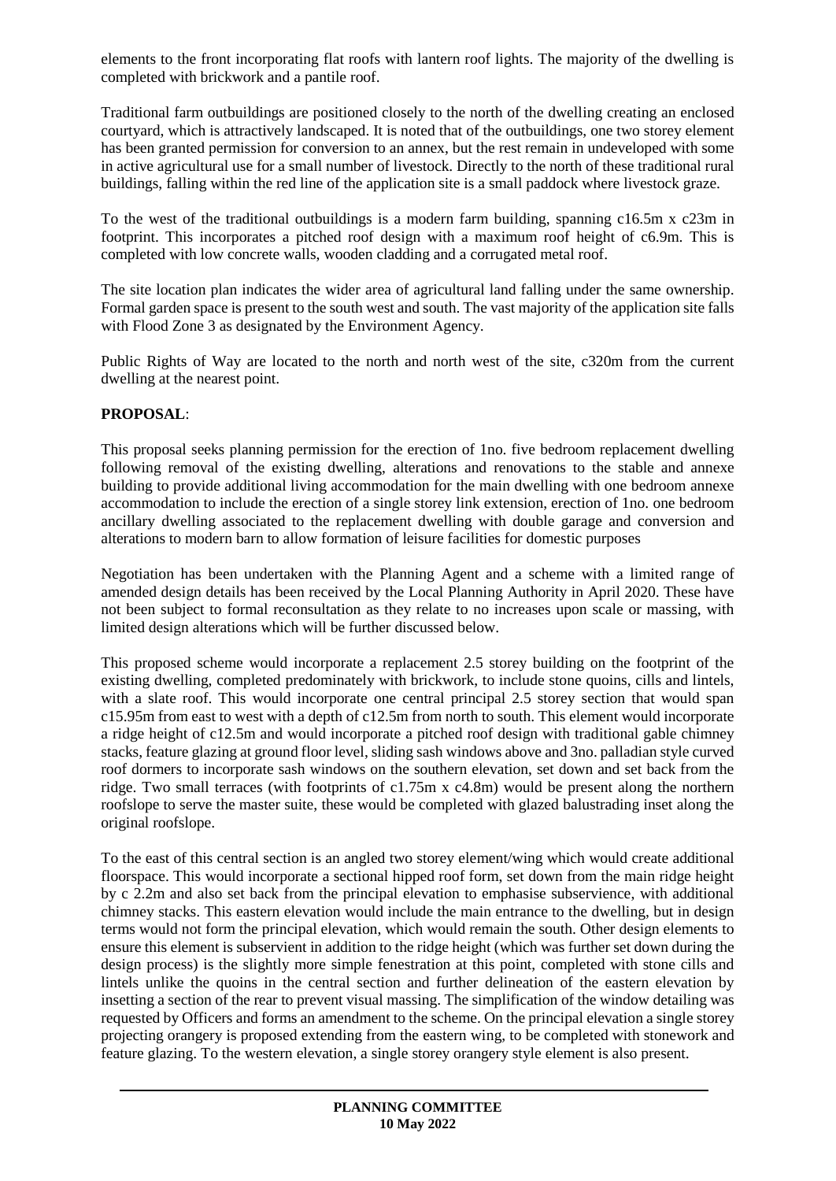elements to the front incorporating flat roofs with lantern roof lights. The majority of the dwelling is completed with brickwork and a pantile roof.

Traditional farm outbuildings are positioned closely to the north of the dwelling creating an enclosed courtyard, which is attractively landscaped. It is noted that of the outbuildings, one two storey element has been granted permission for conversion to an annex, but the rest remain in undeveloped with some in active agricultural use for a small number of livestock. Directly to the north of these traditional rural buildings, falling within the red line of the application site is a small paddock where livestock graze.

To the west of the traditional outbuildings is a modern farm building, spanning c16.5m x c23m in footprint. This incorporates a pitched roof design with a maximum roof height of c6.9m. This is completed with low concrete walls, wooden cladding and a corrugated metal roof.

The site location plan indicates the wider area of agricultural land falling under the same ownership. Formal garden space is present to the south west and south. The vast majority of the application site falls with Flood Zone 3 as designated by the Environment Agency.

Public Rights of Way are located to the north and north west of the site, c320m from the current dwelling at the nearest point.

**PROPOSAL**:

This proposal seeks planning permission for the erection of 1no. five bedroom replacement dwelling following removal of the existing dwelling, alterations and renovations to the stable and annexe building to provide additional living accommodation for the main dwelling with one bedroom annexe accommodation to include the erection of a single storey link extension, erection of 1no. one bedroom ancillary dwelling associated to the replacement dwelling with double garage and conversion and alterations to modern barn to allow formation of leisure facilities for domestic purposes

Negotiation has been undertaken with the Planning Agent and a scheme with a limited range of amended design details has been received by the Local Planning Authority in April 2020. These have not been subject to formal reconsultation as they relate to no increases upon scale or massing, with limited design alterations which will be further discussed below.

This proposed scheme would incorporate a replacement 2.5 storey building on the footprint of the existing dwelling, completed predominately with brickwork, to include stone quoins, cills and lintels, with a slate roof. This would incorporate one central principal 2.5 storey section that would span c15.95m from east to west with a depth of c12.5m from north to south. This element would incorporate a ridge height of c12.5m and would incorporate a pitched roof design with traditional gable chimney stacks, feature glazing at ground floor level, sliding sash windows above and 3no. palladian style curved roof dormers to incorporate sash windows on the southern elevation, set down and set back from the ridge. Two small terraces (with footprints of c1.75m x c4.8m) would be present along the northern roofslope to serve the master suite, these would be completed with glazed balustrading inset along the original roofslope.

To the east of this central section is an angled two storey element/wing which would create additional floorspace. This would incorporate a sectional hipped roof form, set down from the main ridge height by c 2.2m and also set back from the principal elevation to emphasise subservience, with additional chimney stacks. This eastern elevation would include the main entrance to the dwelling, but in design terms would not form the principal elevation, which would remain the south. Other design elements to ensure this element is subservient in addition to the ridge height (which was further set down during the design process) is the slightly more simple fenestration at this point, completed with stone cills and lintels unlike the quoins in the central section and further delineation of the eastern elevation by insetting a section of the rear to prevent visual massing. The simplification of the window detailing was requested by Officers and forms an amendment to the scheme. On the principal elevation a single storey projecting orangery is proposed extending from the eastern wing, to be completed with stonework and feature glazing. To the western elevation, a single storey orangery style element is also present.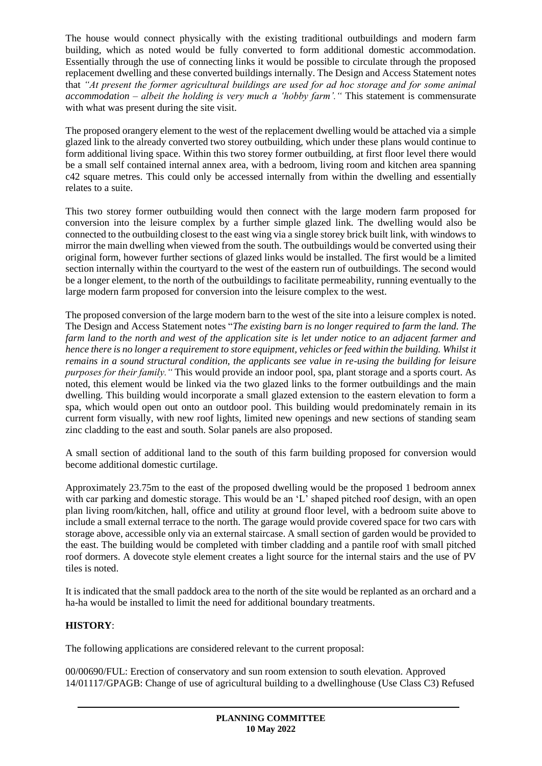The house would connect physically with the existing traditional outbuildings and modern farm building, which as noted would be fully converted to form additional domestic accommodation. Essentially through the use of connecting links it would be possible to circulate through the proposed replacement dwelling and these converted buildings internally. The Design and Access Statement notes that *"At present the former agricultural buildings are used for ad hoc storage and for some animal accommodation – albeit the holding is very much a 'hobby farm'."* This statement is commensurate with what was present during the site visit.

The proposed orangery element to the west of the replacement dwelling would be attached via a simple glazed link to the already converted two storey outbuilding, which under these plans would continue to form additional living space. Within this two storey former outbuilding, at first floor level there would be a small self contained internal annex area, with a bedroom, living room and kitchen area spanning c42 square metres. This could only be accessed internally from within the dwelling and essentially relates to a suite.

This two storey former outbuilding would then connect with the large modern farm proposed for conversion into the leisure complex by a further simple glazed link. The dwelling would also be connected to the outbuilding closest to the east wing via a single storey brick built link, with windows to mirror the main dwelling when viewed from the south. The outbuildings would be converted using their original form, however further sections of glazed links would be installed. The first would be a limited section internally within the courtyard to the west of the eastern run of outbuildings. The second would be a longer element, to the north of the outbuildings to facilitate permeability, running eventually to the large modern farm proposed for conversion into the leisure complex to the west.

The proposed conversion of the large modern barn to the west of the site into a leisure complex is noted. The Design and Access Statement notes "*The existing barn is no longer required to farm the land. The farm land to the north and west of the application site is let under notice to an adjacent farmer and hence there is no longer a requirement to store equipment, vehicles or feed within the building. Whilst it remains in a sound structural condition, the applicants see value in re-using the building for leisure purposes for their family."* This would provide an indoor pool, spa, plant storage and a sports court. As noted, this element would be linked via the two glazed links to the former outbuildings and the main dwelling. This building would incorporate a small glazed extension to the eastern elevation to form a spa, which would open out onto an outdoor pool. This building would predominately remain in its current form visually, with new roof lights, limited new openings and new sections of standing seam zinc cladding to the east and south. Solar panels are also proposed.

A small section of additional land to the south of this farm building proposed for conversion would become additional domestic curtilage.

Approximately 23.75m to the east of the proposed dwelling would be the proposed 1 bedroom annex with car parking and domestic storage. This would be an 'L' shaped pitched roof design, with an open plan living room/kitchen, hall, office and utility at ground floor level, with a bedroom suite above to include a small external terrace to the north. The garage would provide covered space for two cars with storage above, accessible only via an external staircase. A small section of garden would be provided to the east. The building would be completed with timber cladding and a pantile roof with small pitched roof dormers. A dovecote style element creates a light source for the internal stairs and the use of PV tiles is noted.

It is indicated that the small paddock area to the north of the site would be replanted as an orchard and a ha-ha would be installed to limit the need for additional boundary treatments.

## **HISTORY**:

The following applications are considered relevant to the current proposal:

00/00690/FUL: Erection of conservatory and sun room extension to south elevation. Approved
14/01117/GPAGB: Change of use of agricultural building to a dwellinghouse (Use Class C3) Refused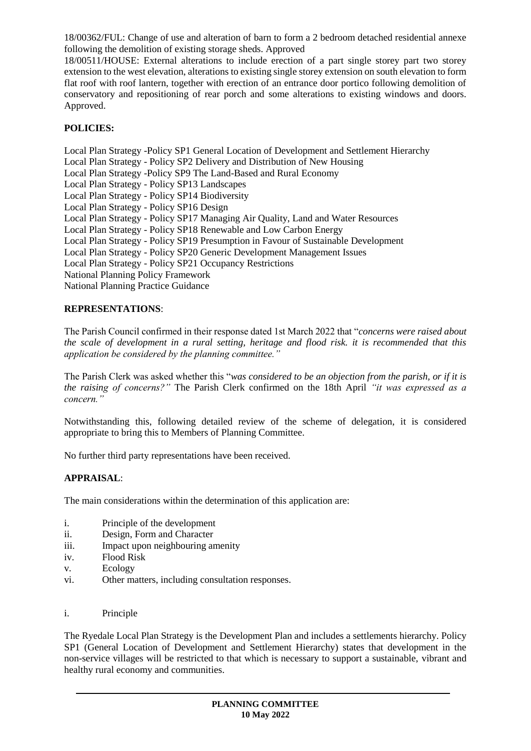18/00362/FUL: Change of use and alteration of barn to form a 2 bedroom detached residential annexe following the demolition of existing storage sheds. Approved

18/00511/HOUSE: External alterations to include erection of a part single storey part two storey extension to the west elevation, alterations to existing single storey extension on south elevation to form flat roof with roof lantern, together with erection of an entrance door portico following demolition of conservatory and repositioning of rear porch and some alterations to existing windows and doors. Approved.

**POLICIES:**

Local Plan Strategy -Policy SP1 General Location of Development and Settlement Hierarchy
Local Plan Strategy - Policy SP2 Delivery and Distribution of New Housing
Local Plan Strategy -Policy SP9 The Land-Based and Rural Economy
Local Plan Strategy - Policy SP13 Landscapes
Local Plan Strategy - Policy SP14 Biodiversity
Local Plan Strategy - Policy SP16 Design
Local Plan Strategy - Policy SP17 Managing Air Quality, Land and Water Resources
Local Plan Strategy - Policy SP18 Renewable and Low Carbon Energy
Local Plan Strategy - Policy SP19 Presumption in Favour of Sustainable Development
Local Plan Strategy - Policy SP20 Generic Development Management Issues
Local Plan Strategy - Policy SP21 Occupancy Restrictions
National Planning Policy Framework
National Planning Practice Guidance

**REPRESENTATIONS**:

The Parish Council confirmed in their response dated 1st March 2022 that "*concerns were raised about the scale of development in a rural setting, heritage and flood risk. it is recommended that this application be considered by the planning committee."*

The Parish Clerk was asked whether this "*was considered to be an objection from the parish, or if it is the raising of concerns?"* The Parish Clerk confirmed on the 18th April *"it was expressed as a concern."*

Notwithstanding this, following detailed review of the scheme of delegation, it is considered appropriate to bring this to Members of Planning Committee.

No further third party representations have been received.

**APPRAISAL**:

The main considerations within the determination of this application are:

i. Principle of the development
ii. Design, Form and Character
iii. Impact upon neighbouring amenity
iv. Flood Risk
v. Ecology
vi. Other matters, including consultation responses.

i. Principle

The Ryedale Local Plan Strategy is the Development Plan and includes a settlements hierarchy. Policy SP1 (General Location of Development and Settlement Hierarchy) states that development in the non-service villages will be restricted to that which is necessary to support a sustainable, vibrant and healthy rural economy and communities.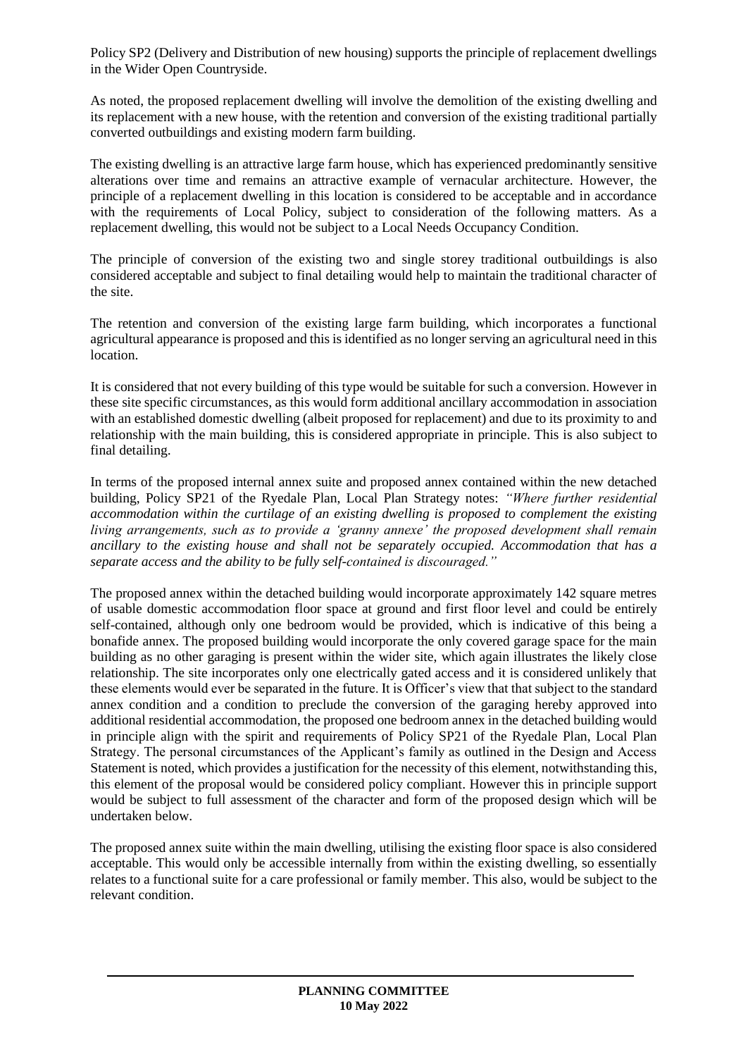Policy SP2 (Delivery and Distribution of new housing) supports the principle of replacement dwellings in the Wider Open Countryside.

As noted, the proposed replacement dwelling will involve the demolition of the existing dwelling and its replacement with a new house, with the retention and conversion of the existing traditional partially converted outbuildings and existing modern farm building.

The existing dwelling is an attractive large farm house, which has experienced predominantly sensitive alterations over time and remains an attractive example of vernacular architecture. However, the principle of a replacement dwelling in this location is considered to be acceptable and in accordance with the requirements of Local Policy, subject to consideration of the following matters. As a replacement dwelling, this would not be subject to a Local Needs Occupancy Condition.

The principle of conversion of the existing two and single storey traditional outbuildings is also considered acceptable and subject to final detailing would help to maintain the traditional character of the site.

The retention and conversion of the existing large farm building, which incorporates a functional agricultural appearance is proposed and this is identified as no longer serving an agricultural need in this location.

It is considered that not every building of this type would be suitable for such a conversion. However in these site specific circumstances, as this would form additional ancillary accommodation in association with an established domestic dwelling (albeit proposed for replacement) and due to its proximity to and relationship with the main building, this is considered appropriate in principle. This is also subject to final detailing.

In terms of the proposed internal annex suite and proposed annex contained within the new detached building, Policy SP21 of the Ryedale Plan, Local Plan Strategy notes: *"Where further residential accommodation within the curtilage of an existing dwelling is proposed to complement the existing living arrangements, such as to provide a 'granny annexe' the proposed development shall remain ancillary to the existing house and shall not be separately occupied. Accommodation that has a separate access and the ability to be fully self-contained is discouraged."*

The proposed annex within the detached building would incorporate approximately 142 square metres of usable domestic accommodation floor space at ground and first floor level and could be entirely self-contained, although only one bedroom would be provided, which is indicative of this being a bonafide annex. The proposed building would incorporate the only covered garage space for the main building as no other garaging is present within the wider site, which again illustrates the likely close relationship. The site incorporates only one electrically gated access and it is considered unlikely that these elements would ever be separated in the future. It is Officer's view that that subject to the standard annex condition and a condition to preclude the conversion of the garaging hereby approved into additional residential accommodation, the proposed one bedroom annex in the detached building would in principle align with the spirit and requirements of Policy SP21 of the Ryedale Plan, Local Plan Strategy. The personal circumstances of the Applicant's family as outlined in the Design and Access Statement is noted, which provides a justification for the necessity of this element, notwithstanding this, this element of the proposal would be considered policy compliant. However this in principle support would be subject to full assessment of the character and form of the proposed design which will be undertaken below.

The proposed annex suite within the main dwelling, utilising the existing floor space is also considered acceptable. This would only be accessible internally from within the existing dwelling, so essentially relates to a functional suite for a care professional or family member. This also, would be subject to the relevant condition.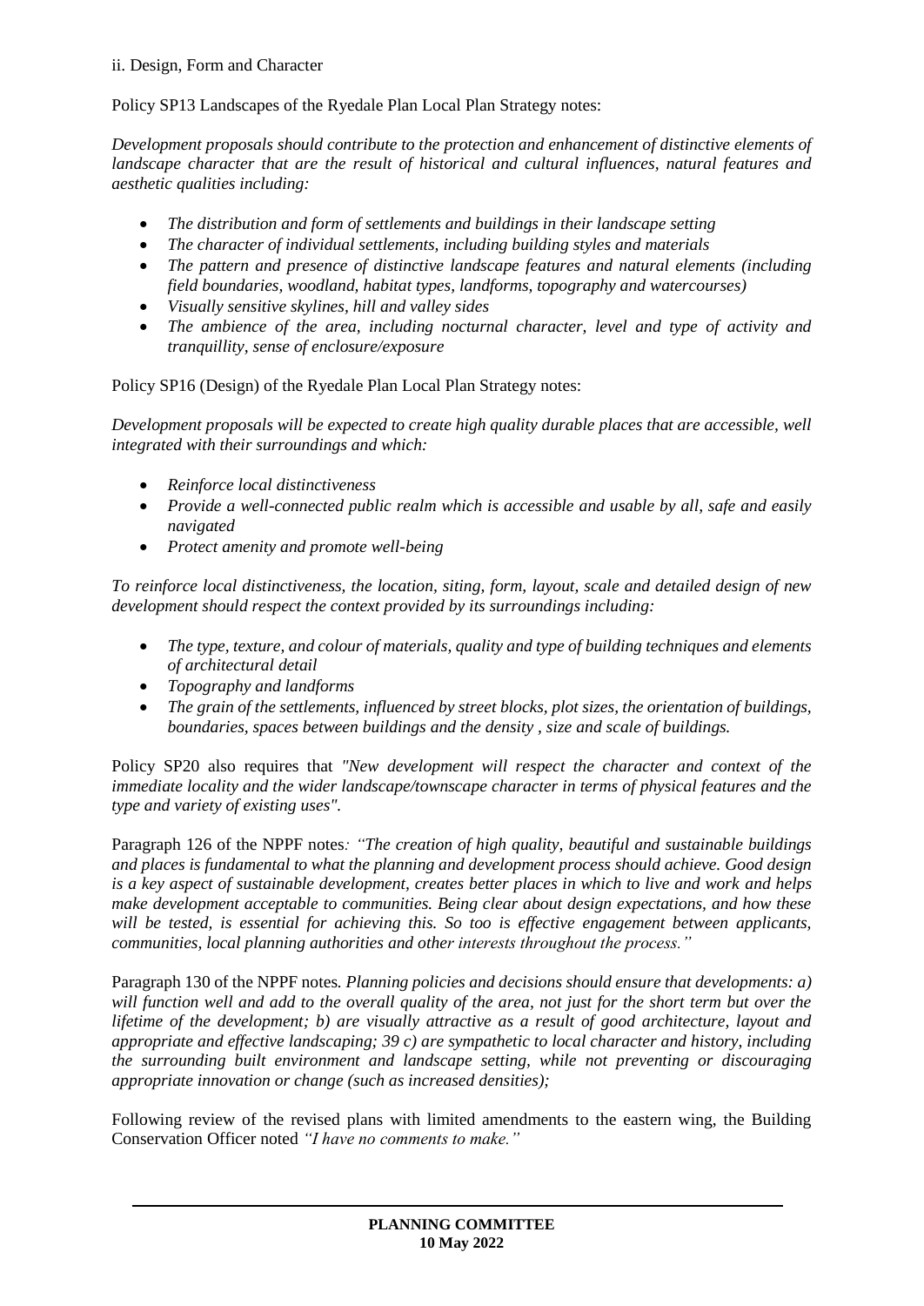ii. Design, Form and Character

Policy SP13 Landscapes of the Ryedale Plan Local Plan Strategy notes:

*Development proposals should contribute to the protection and enhancement of distinctive elements of landscape character that are the result of historical and cultural influences, natural features and aesthetic qualities including:*

- *The distribution and form of settlements and buildings in their landscape setting*
- *The character of individual settlements, including building styles and materials*
- *The pattern and presence of distinctive landscape features and natural elements (including field boundaries, woodland, habitat types, landforms, topography and watercourses)*
- *Visually sensitive skylines, hill and valley sides*
- *The ambience of the area, including nocturnal character, level and type of activity and tranquillity, sense of enclosure/exposure*

Policy SP16 (Design) of the Ryedale Plan Local Plan Strategy notes:

*Development proposals will be expected to create high quality durable places that are accessible, well integrated with their surroundings and which:*

- *Reinforce local distinctiveness*
- *Provide a well-connected public realm which is accessible and usable by all, safe and easily navigated*
- *Protect amenity and promote well-being*

*To reinforce local distinctiveness, the location, siting, form, layout, scale and detailed design of new development should respect the context provided by its surroundings including:*

- *The type, texture, and colour of materials, quality and type of building techniques and elements of architectural detail*
- *Topography and landforms*
- *The grain of the settlements, influenced by street blocks, plot sizes, the orientation of buildings, boundaries, spaces between buildings and the density , size and scale of buildings.*

Policy SP20 also requires that *"New development will respect the character and context of the immediate locality and the wider landscape/townscape character in terms of physical features and the type and variety of existing uses".*

Paragraph 126 of the NPPF notes*: "The creation of high quality, beautiful and sustainable buildings and places is fundamental to what the planning and development process should achieve. Good design is a key aspect of sustainable development, creates better places in which to live and work and helps make development acceptable to communities. Being clear about design expectations, and how these will be tested, is essential for achieving this. So too is effective engagement between applicants, communities, local planning authorities and other interests throughout the process."*

Paragraph 130 of the NPPF notes*. Planning policies and decisions should ensure that developments: a) will function well and add to the overall quality of the area, not just for the short term but over the lifetime of the development; b) are visually attractive as a result of good architecture, layout and appropriate and effective landscaping; 39 c) are sympathetic to local character and history, including the surrounding built environment and landscape setting, while not preventing or discouraging appropriate innovation or change (such as increased densities);*

Following review of the revised plans with limited amendments to the eastern wing, the Building Conservation Officer noted *"I have no comments to make."*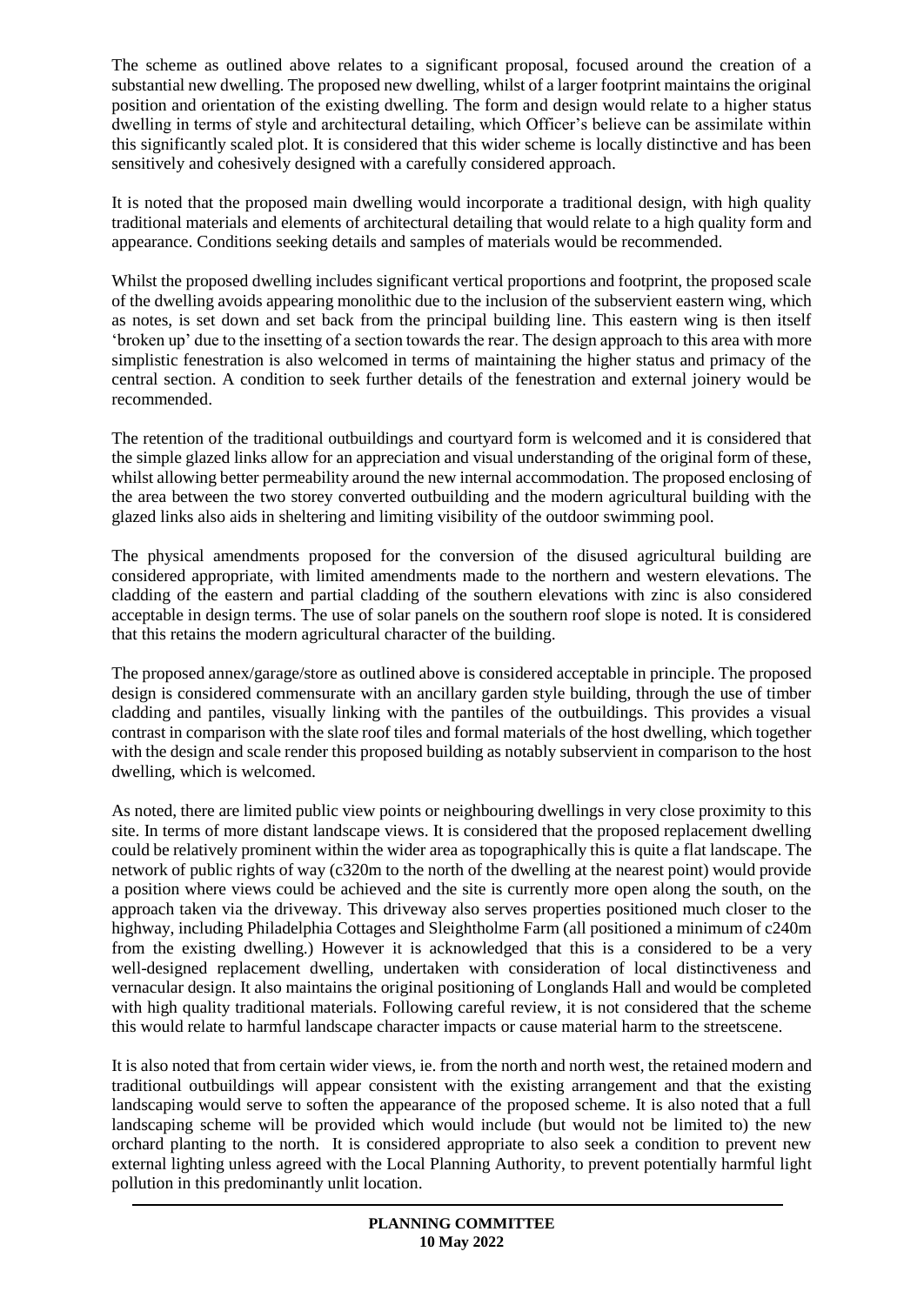The scheme as outlined above relates to a significant proposal, focused around the creation of a substantial new dwelling. The proposed new dwelling, whilst of a larger footprint maintains the original position and orientation of the existing dwelling. The form and design would relate to a higher status dwelling in terms of style and architectural detailing, which Officer's believe can be assimilate within this significantly scaled plot. It is considered that this wider scheme is locally distinctive and has been sensitively and cohesively designed with a carefully considered approach.

It is noted that the proposed main dwelling would incorporate a traditional design, with high quality traditional materials and elements of architectural detailing that would relate to a high quality form and appearance. Conditions seeking details and samples of materials would be recommended.

Whilst the proposed dwelling includes significant vertical proportions and footprint, the proposed scale of the dwelling avoids appearing monolithic due to the inclusion of the subservient eastern wing, which as notes, is set down and set back from the principal building line. This eastern wing is then itself 'broken up' due to the insetting of a section towards the rear. The design approach to this area with more simplistic fenestration is also welcomed in terms of maintaining the higher status and primacy of the central section. A condition to seek further details of the fenestration and external joinery would be recommended.

The retention of the traditional outbuildings and courtyard form is welcomed and it is considered that the simple glazed links allow for an appreciation and visual understanding of the original form of these, whilst allowing better permeability around the new internal accommodation. The proposed enclosing of the area between the two storey converted outbuilding and the modern agricultural building with the glazed links also aids in sheltering and limiting visibility of the outdoor swimming pool.

The physical amendments proposed for the conversion of the disused agricultural building are considered appropriate, with limited amendments made to the northern and western elevations. The cladding of the eastern and partial cladding of the southern elevations with zinc is also considered acceptable in design terms. The use of solar panels on the southern roof slope is noted. It is considered that this retains the modern agricultural character of the building.

The proposed annex/garage/store as outlined above is considered acceptable in principle. The proposed design is considered commensurate with an ancillary garden style building, through the use of timber cladding and pantiles, visually linking with the pantiles of the outbuildings. This provides a visual contrast in comparison with the slate roof tiles and formal materials of the host dwelling, which together with the design and scale render this proposed building as notably subservient in comparison to the host dwelling, which is welcomed.

As noted, there are limited public view points or neighbouring dwellings in very close proximity to this site. In terms of more distant landscape views. It is considered that the proposed replacement dwelling could be relatively prominent within the wider area as topographically this is quite a flat landscape. The network of public rights of way (c320m to the north of the dwelling at the nearest point) would provide a position where views could be achieved and the site is currently more open along the south, on the approach taken via the driveway. This driveway also serves properties positioned much closer to the highway, including Philadelphia Cottages and Sleightholme Farm (all positioned a minimum of c240m from the existing dwelling.) However it is acknowledged that this is a considered to be a very well-designed replacement dwelling, undertaken with consideration of local distinctiveness and vernacular design. It also maintains the original positioning of Longlands Hall and would be completed with high quality traditional materials. Following careful review, it is not considered that the scheme this would relate to harmful landscape character impacts or cause material harm to the streetscene.

It is also noted that from certain wider views, ie. from the north and north west, the retained modern and traditional outbuildings will appear consistent with the existing arrangement and that the existing landscaping would serve to soften the appearance of the proposed scheme. It is also noted that a full landscaping scheme will be provided which would include (but would not be limited to) the new orchard planting to the north. It is considered appropriate to also seek a condition to prevent new external lighting unless agreed with the Local Planning Authority, to prevent potentially harmful light pollution in this predominantly unlit location.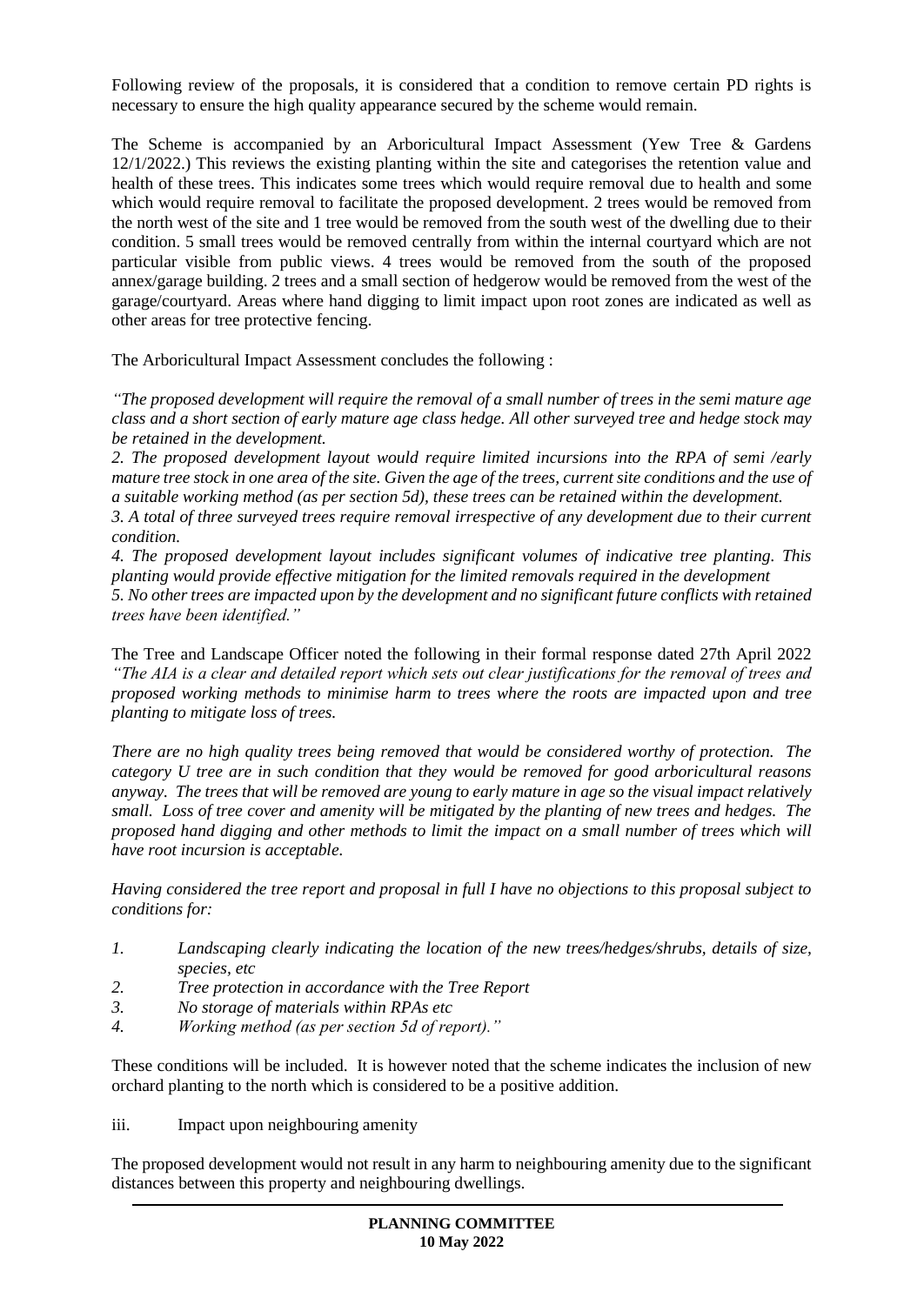Following review of the proposals, it is considered that a condition to remove certain PD rights is necessary to ensure the high quality appearance secured by the scheme would remain.

The Scheme is accompanied by an Arboricultural Impact Assessment (Yew Tree & Gardens 12/1/2022.) This reviews the existing planting within the site and categorises the retention value and health of these trees. This indicates some trees which would require removal due to health and some which would require removal to facilitate the proposed development. 2 trees would be removed from the north west of the site and 1 tree would be removed from the south west of the dwelling due to their condition. 5 small trees would be removed centrally from within the internal courtyard which are not particular visible from public views. 4 trees would be removed from the south of the proposed annex/garage building. 2 trees and a small section of hedgerow would be removed from the west of the garage/courtyard. Areas where hand digging to limit impact upon root zones are indicated as well as other areas for tree protective fencing.

The Arboricultural Impact Assessment concludes the following :

*"The proposed development will require the removal of a small number of trees in the semi mature age class and a short section of early mature age class hedge. All other surveyed tree and hedge stock may be retained in the development.*
*2. The proposed development layout would require limited incursions into the RPA of semi /early mature tree stock in one area of the site. Given the age of the trees, current site conditions and the use of a suitable working method (as per section 5d), these trees can be retained within the development.*
*3. A total of three surveyed trees require removal irrespective of any development due to their current condition.*
*4. The proposed development layout includes significant volumes of indicative tree planting. This planting would provide effective mitigation for the limited removals required in the development*
*5. No other trees are impacted upon by the development and no significant future conflicts with retained trees have been identified."*

The Tree and Landscape Officer noted the following in their formal response dated 27th April 2022 *"The AIA is a clear and detailed report which sets out clear justifications for the removal of trees and proposed working methods to minimise harm to trees where the roots are impacted upon and tree planting to mitigate loss of trees.*

*There are no high quality trees being removed that would be considered worthy of protection. The category U tree are in such condition that they would be removed for good arboricultural reasons anyway. The trees that will be removed are young to early mature in age so the visual impact relatively small. Loss of tree cover and amenity will be mitigated by the planting of new trees and hedges. The proposed hand digging and other methods to limit the impact on a small number of trees which will have root incursion is acceptable.*

*Having considered the tree report and proposal in full I have no objections to this proposal subject to conditions for:*

1. *Landscaping clearly indicating the location of the new trees/hedges/shrubs, details of size, species, etc*
2. *Tree protection in accordance with the Tree Report*
3. *No storage of materials within RPAs etc*
4. *Working method (as per section 5d of report)."*

These conditions will be included. It is however noted that the scheme indicates the inclusion of new orchard planting to the north which is considered to be a positive addition.

iii. Impact upon neighbouring amenity

The proposed development would not result in any harm to neighbouring amenity due to the significant distances between this property and neighbouring dwellings.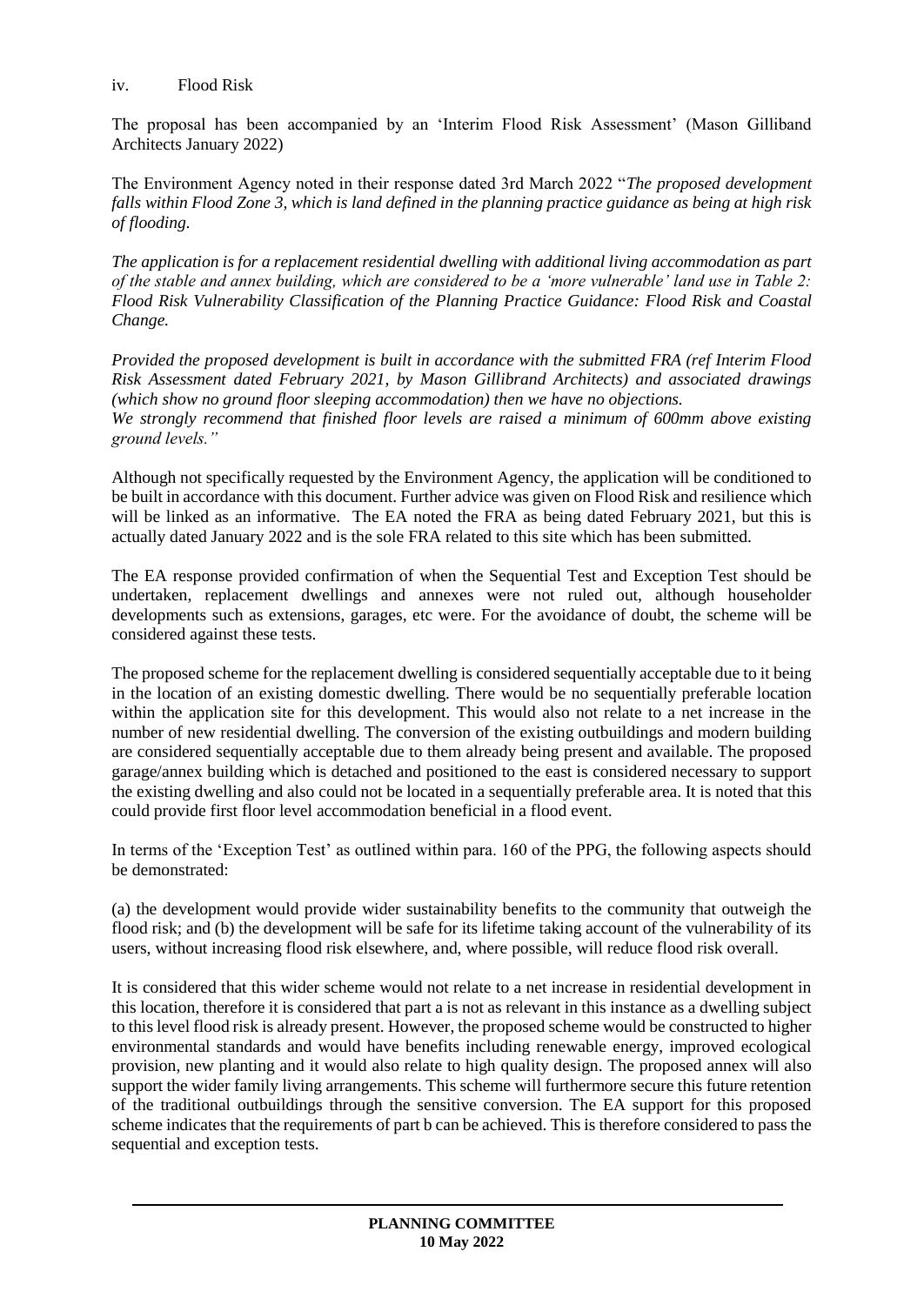iv. Flood Risk

The proposal has been accompanied by an 'Interim Flood Risk Assessment' (Mason Gilliband Architects January 2022)

The Environment Agency noted in their response dated 3rd March 2022 "*The proposed development falls within Flood Zone 3, which is land defined in the planning practice guidance as being at high risk of flooding.*

*The application is for a replacement residential dwelling with additional living accommodation as part of the stable and annex building, which are considered to be a 'more vulnerable' land use in Table 2: Flood Risk Vulnerability Classification of the Planning Practice Guidance: Flood Risk and Coastal Change.*

*Provided the proposed development is built in accordance with the submitted FRA (ref Interim Flood Risk Assessment dated February 2021, by Mason Gillibrand Architects) and associated drawings (which show no ground floor sleeping accommodation) then we have no objections.*
*We strongly recommend that finished floor levels are raised a minimum of 600mm above existing ground levels."*

Although not specifically requested by the Environment Agency, the application will be conditioned to be built in accordance with this document. Further advice was given on Flood Risk and resilience which will be linked as an informative. The EA noted the FRA as being dated February 2021, but this is actually dated January 2022 and is the sole FRA related to this site which has been submitted.

The EA response provided confirmation of when the Sequential Test and Exception Test should be undertaken, replacement dwellings and annexes were not ruled out, although householder developments such as extensions, garages, etc were. For the avoidance of doubt, the scheme will be considered against these tests.

The proposed scheme for the replacement dwelling is considered sequentially acceptable due to it being in the location of an existing domestic dwelling. There would be no sequentially preferable location within the application site for this development. This would also not relate to a net increase in the number of new residential dwelling. The conversion of the existing outbuildings and modern building are considered sequentially acceptable due to them already being present and available. The proposed garage/annex building which is detached and positioned to the east is considered necessary to support the existing dwelling and also could not be located in a sequentially preferable area. It is noted that this could provide first floor level accommodation beneficial in a flood event.

In terms of the 'Exception Test' as outlined within para. 160 of the PPG, the following aspects should be demonstrated:

(a) the development would provide wider sustainability benefits to the community that outweigh the flood risk; and (b) the development will be safe for its lifetime taking account of the vulnerability of its users, without increasing flood risk elsewhere, and, where possible, will reduce flood risk overall.

It is considered that this wider scheme would not relate to a net increase in residential development in this location, therefore it is considered that part a is not as relevant in this instance as a dwelling subject to this level flood risk is already present. However, the proposed scheme would be constructed to higher environmental standards and would have benefits including renewable energy, improved ecological provision, new planting and it would also relate to high quality design. The proposed annex will also support the wider family living arrangements. This scheme will furthermore secure this future retention of the traditional outbuildings through the sensitive conversion. The EA support for this proposed scheme indicates that the requirements of part b can be achieved. This is therefore considered to pass the sequential and exception tests.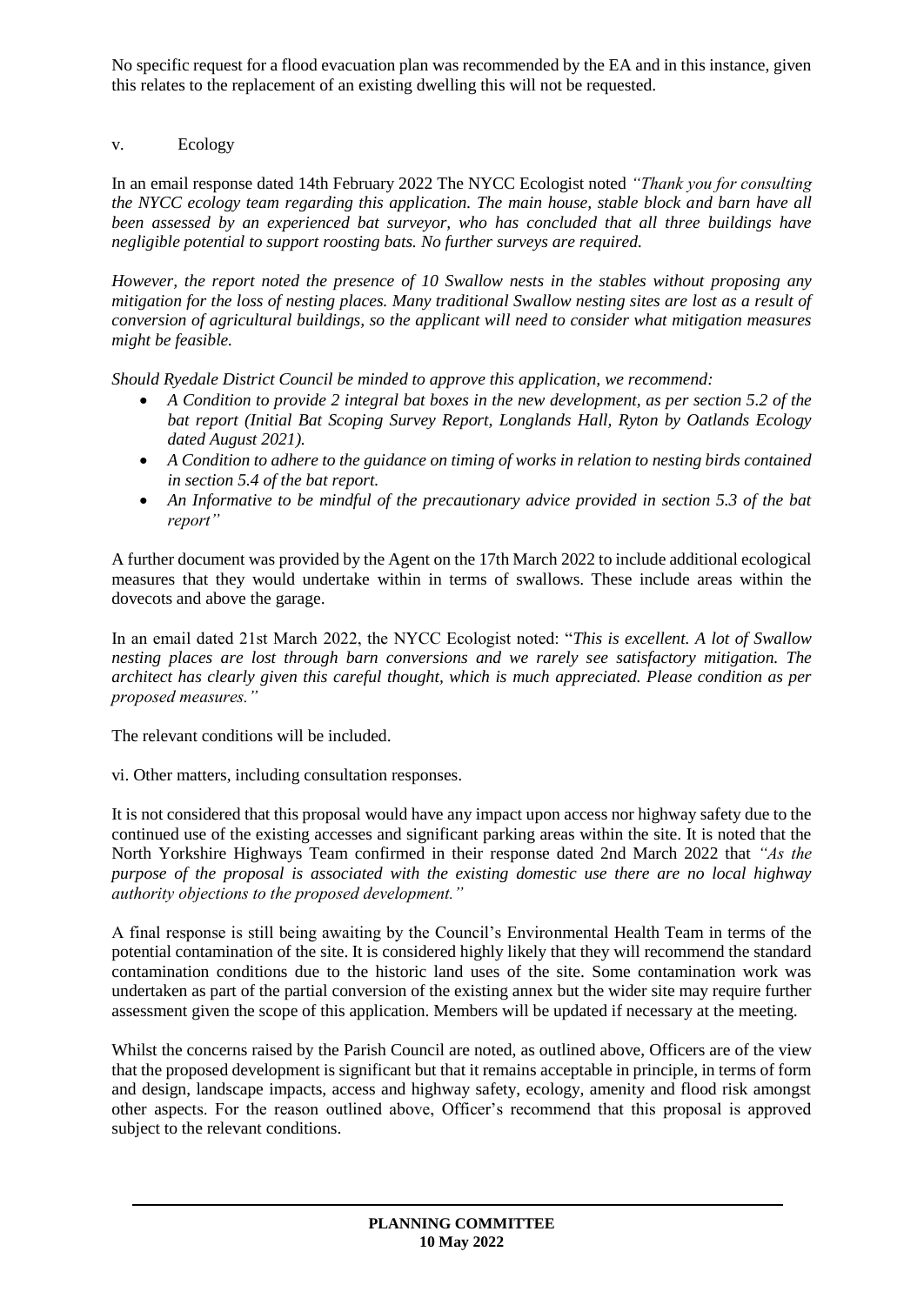No specific request for a flood evacuation plan was recommended by the EA and in this instance, given this relates to the replacement of an existing dwelling this will not be requested.

v. Ecology

In an email response dated 14th February 2022 The NYCC Ecologist noted *"Thank you for consulting the NYCC ecology team regarding this application. The main house, stable block and barn have all been assessed by an experienced bat surveyor, who has concluded that all three buildings have negligible potential to support roosting bats. No further surveys are required.*

*However, the report noted the presence of 10 Swallow nests in the stables without proposing any mitigation for the loss of nesting places. Many traditional Swallow nesting sites are lost as a result of conversion of agricultural buildings, so the applicant will need to consider what mitigation measures might be feasible.*

*Should Ryedale District Council be minded to approve this application, we recommend:*

- *A Condition to provide 2 integral bat boxes in the new development, as per section 5.2 of the bat report (Initial Bat Scoping Survey Report, Longlands Hall, Ryton by Oatlands Ecology dated August 2021).*
- *A Condition to adhere to the guidance on timing of works in relation to nesting birds contained in section 5.4 of the bat report.*
- *An Informative to be mindful of the precautionary advice provided in section 5.3 of the bat report"*

A further document was provided by the Agent on the 17th March 2022 to include additional ecological measures that they would undertake within in terms of swallows. These include areas within the dovecots and above the garage.

In an email dated 21st March 2022, the NYCC Ecologist noted: "*This is excellent. A lot of Swallow nesting places are lost through barn conversions and we rarely see satisfactory mitigation. The architect has clearly given this careful thought, which is much appreciated. Please condition as per proposed measures."*

The relevant conditions will be included.

vi. Other matters, including consultation responses.

It is not considered that this proposal would have any impact upon access nor highway safety due to the continued use of the existing accesses and significant parking areas within the site. It is noted that the North Yorkshire Highways Team confirmed in their response dated 2nd March 2022 that *"As the purpose of the proposal is associated with the existing domestic use there are no local highway authority objections to the proposed development."*

A final response is still being awaiting by the Council's Environmental Health Team in terms of the potential contamination of the site. It is considered highly likely that they will recommend the standard contamination conditions due to the historic land uses of the site. Some contamination work was undertaken as part of the partial conversion of the existing annex but the wider site may require further assessment given the scope of this application. Members will be updated if necessary at the meeting.

Whilst the concerns raised by the Parish Council are noted, as outlined above, Officers are of the view that the proposed development is significant but that it remains acceptable in principle, in terms of form and design, landscape impacts, access and highway safety, ecology, amenity and flood risk amongst other aspects. For the reason outlined above, Officer's recommend that this proposal is approved subject to the relevant conditions.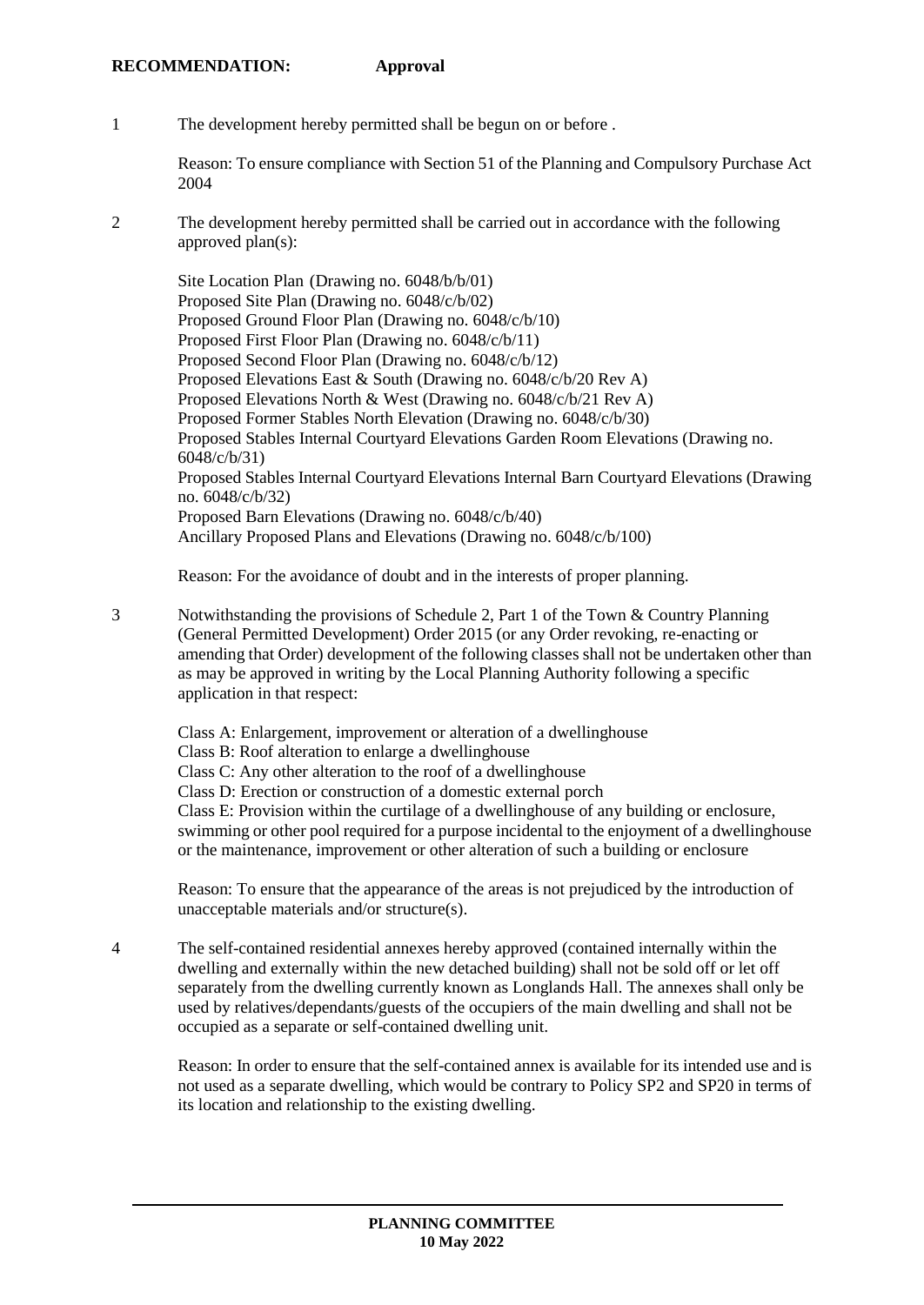**RECOMMENDATION: Approval**

1 The development hereby permitted shall be begun on or before .

Reason: To ensure compliance with Section 51 of the Planning and Compulsory Purchase Act 2004

2 The development hereby permitted shall be carried out in accordance with the following approved plan(s):

Site Location Plan (Drawing no. 6048/b/b/01)
Proposed Site Plan (Drawing no. 6048/c/b/02)
Proposed Ground Floor Plan (Drawing no. 6048/c/b/10)
Proposed First Floor Plan (Drawing no. 6048/c/b/11)
Proposed Second Floor Plan (Drawing no. 6048/c/b/12)
Proposed Elevations East & South (Drawing no. 6048/c/b/20 Rev A)
Proposed Elevations North & West (Drawing no. 6048/c/b/21 Rev A)
Proposed Former Stables North Elevation (Drawing no. 6048/c/b/30)
Proposed Stables Internal Courtyard Elevations Garden Room Elevations (Drawing no. 6048/c/b/31)
Proposed Stables Internal Courtyard Elevations Internal Barn Courtyard Elevations (Drawing no. 6048/c/b/32)
Proposed Barn Elevations (Drawing no. 6048/c/b/40)
Ancillary Proposed Plans and Elevations (Drawing no. 6048/c/b/100)

Reason: For the avoidance of doubt and in the interests of proper planning.

3 Notwithstanding the provisions of Schedule 2, Part 1 of the Town & Country Planning (General Permitted Development) Order 2015 (or any Order revoking, re-enacting or amending that Order) development of the following classes shall not be undertaken other than as may be approved in writing by the Local Planning Authority following a specific application in that respect:

Class A: Enlargement, improvement or alteration of a dwellinghouse
Class B: Roof alteration to enlarge a dwellinghouse
Class C: Any other alteration to the roof of a dwellinghouse
Class D: Erection or construction of a domestic external porch
Class E: Provision within the curtilage of a dwellinghouse of any building or enclosure, swimming or other pool required for a purpose incidental to the enjoyment of a dwellinghouse or the maintenance, improvement or other alteration of such a building or enclosure

Reason: To ensure that the appearance of the areas is not prejudiced by the introduction of unacceptable materials and/or structure(s).

4 The self-contained residential annexes hereby approved (contained internally within the dwelling and externally within the new detached building) shall not be sold off or let off separately from the dwelling currently known as Longlands Hall. The annexes shall only be used by relatives/dependants/guests of the occupiers of the main dwelling and shall not be occupied as a separate or self-contained dwelling unit.

Reason: In order to ensure that the self-contained annex is available for its intended use and is not used as a separate dwelling, which would be contrary to Policy SP2 and SP20 in terms of its location and relationship to the existing dwelling.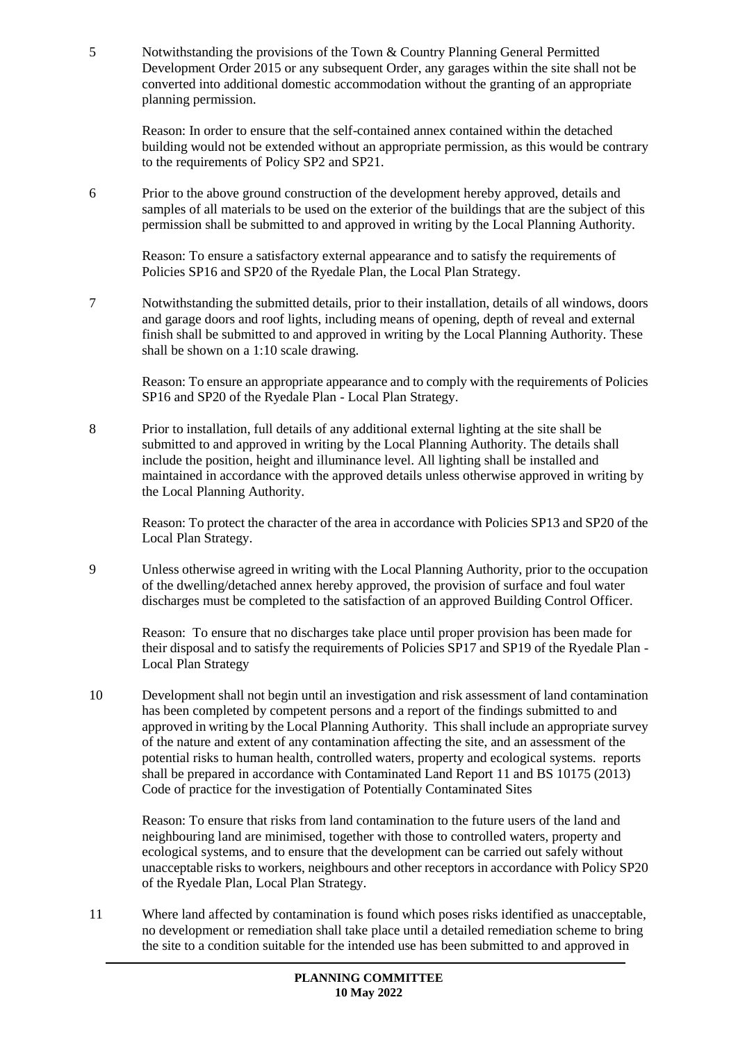5 Notwithstanding the provisions of the Town & Country Planning General Permitted Development Order 2015 or any subsequent Order, any garages within the site shall not be converted into additional domestic accommodation without the granting of an appropriate planning permission.

Reason: In order to ensure that the self-contained annex contained within the detached building would not be extended without an appropriate permission, as this would be contrary to the requirements of Policy SP2 and SP21.

6 Prior to the above ground construction of the development hereby approved, details and samples of all materials to be used on the exterior of the buildings that are the subject of this permission shall be submitted to and approved in writing by the Local Planning Authority.

Reason: To ensure a satisfactory external appearance and to satisfy the requirements of Policies SP16 and SP20 of the Ryedale Plan, the Local Plan Strategy.

7 Notwithstanding the submitted details, prior to their installation, details of all windows, doors and garage doors and roof lights, including means of opening, depth of reveal and external finish shall be submitted to and approved in writing by the Local Planning Authority. These shall be shown on a 1:10 scale drawing.

Reason: To ensure an appropriate appearance and to comply with the requirements of Policies SP16 and SP20 of the Ryedale Plan - Local Plan Strategy.

8 Prior to installation, full details of any additional external lighting at the site shall be submitted to and approved in writing by the Local Planning Authority. The details shall include the position, height and illuminance level. All lighting shall be installed and maintained in accordance with the approved details unless otherwise approved in writing by the Local Planning Authority.

Reason: To protect the character of the area in accordance with Policies SP13 and SP20 of the Local Plan Strategy.

9 Unless otherwise agreed in writing with the Local Planning Authority, prior to the occupation of the dwelling/detached annex hereby approved, the provision of surface and foul water discharges must be completed to the satisfaction of an approved Building Control Officer.

Reason: To ensure that no discharges take place until proper provision has been made for their disposal and to satisfy the requirements of Policies SP17 and SP19 of the Ryedale Plan - Local Plan Strategy

10 Development shall not begin until an investigation and risk assessment of land contamination has been completed by competent persons and a report of the findings submitted to and approved in writing by the Local Planning Authority. This shall include an appropriate survey of the nature and extent of any contamination affecting the site, and an assessment of the potential risks to human health, controlled waters, property and ecological systems. reports shall be prepared in accordance with Contaminated Land Report 11 and BS 10175 (2013) Code of practice for the investigation of Potentially Contaminated Sites

Reason: To ensure that risks from land contamination to the future users of the land and neighbouring land are minimised, together with those to controlled waters, property and ecological systems, and to ensure that the development can be carried out safely without unacceptable risks to workers, neighbours and other receptors in accordance with Policy SP20 of the Ryedale Plan, Local Plan Strategy.

11 Where land affected by contamination is found which poses risks identified as unacceptable, no development or remediation shall take place until a detailed remediation scheme to bring the site to a condition suitable for the intended use has been submitted to and approved in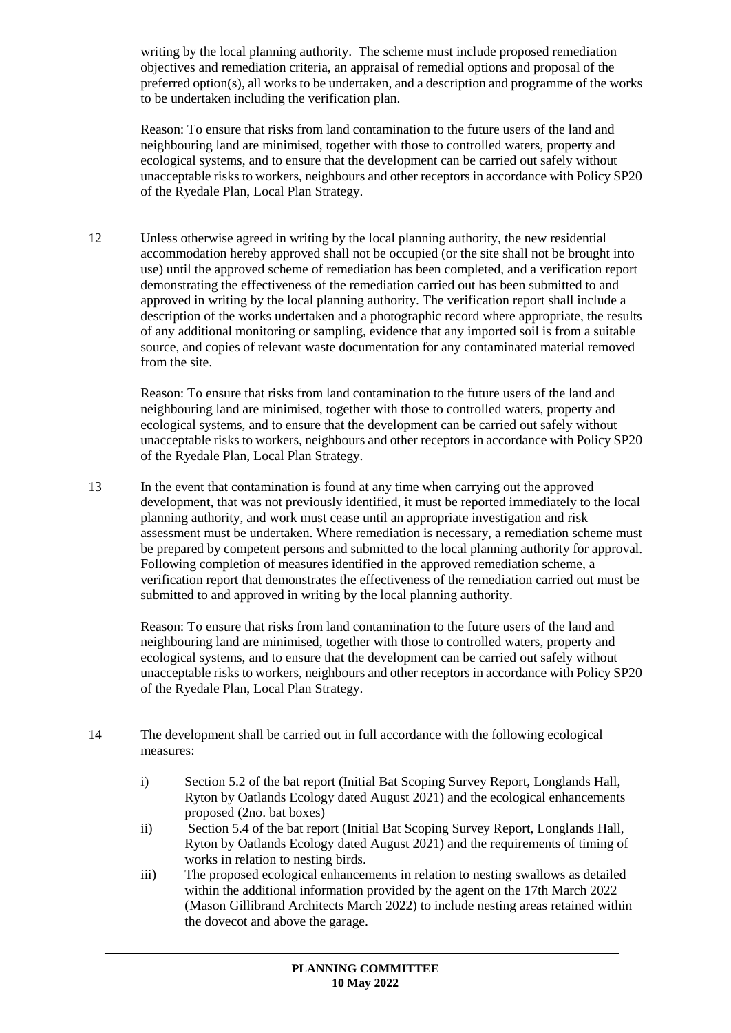writing by the local planning authority. The scheme must include proposed remediation objectives and remediation criteria, an appraisal of remedial options and proposal of the preferred option(s), all works to be undertaken, and a description and programme of the works to be undertaken including the verification plan.

Reason: To ensure that risks from land contamination to the future users of the land and neighbouring land are minimised, together with those to controlled waters, property and ecological systems, and to ensure that the development can be carried out safely without unacceptable risks to workers, neighbours and other receptors in accordance with Policy SP20 of the Ryedale Plan, Local Plan Strategy.

12 Unless otherwise agreed in writing by the local planning authority, the new residential accommodation hereby approved shall not be occupied (or the site shall not be brought into use) until the approved scheme of remediation has been completed, and a verification report demonstrating the effectiveness of the remediation carried out has been submitted to and approved in writing by the local planning authority. The verification report shall include a description of the works undertaken and a photographic record where appropriate, the results of any additional monitoring or sampling, evidence that any imported soil is from a suitable source, and copies of relevant waste documentation for any contaminated material removed from the site.

Reason: To ensure that risks from land contamination to the future users of the land and neighbouring land are minimised, together with those to controlled waters, property and ecological systems, and to ensure that the development can be carried out safely without unacceptable risks to workers, neighbours and other receptors in accordance with Policy SP20 of the Ryedale Plan, Local Plan Strategy.

13 In the event that contamination is found at any time when carrying out the approved development, that was not previously identified, it must be reported immediately to the local planning authority, and work must cease until an appropriate investigation and risk assessment must be undertaken. Where remediation is necessary, a remediation scheme must be prepared by competent persons and submitted to the local planning authority for approval. Following completion of measures identified in the approved remediation scheme, a verification report that demonstrates the effectiveness of the remediation carried out must be submitted to and approved in writing by the local planning authority.

Reason: To ensure that risks from land contamination to the future users of the land and neighbouring land are minimised, together with those to controlled waters, property and ecological systems, and to ensure that the development can be carried out safely without unacceptable risks to workers, neighbours and other receptors in accordance with Policy SP20 of the Ryedale Plan, Local Plan Strategy.

14 The development shall be carried out in full accordance with the following ecological measures:

i) Section 5.2 of the bat report (Initial Bat Scoping Survey Report, Longlands Hall, Ryton by Oatlands Ecology dated August 2021) and the ecological enhancements proposed (2no. bat boxes)

ii) Section 5.4 of the bat report (Initial Bat Scoping Survey Report, Longlands Hall, Ryton by Oatlands Ecology dated August 2021) and the requirements of timing of works in relation to nesting birds.

iii) The proposed ecological enhancements in relation to nesting swallows as detailed within the additional information provided by the agent on the 17th March 2022 (Mason Gillibrand Architects March 2022) to include nesting areas retained within the dovecot and above the garage.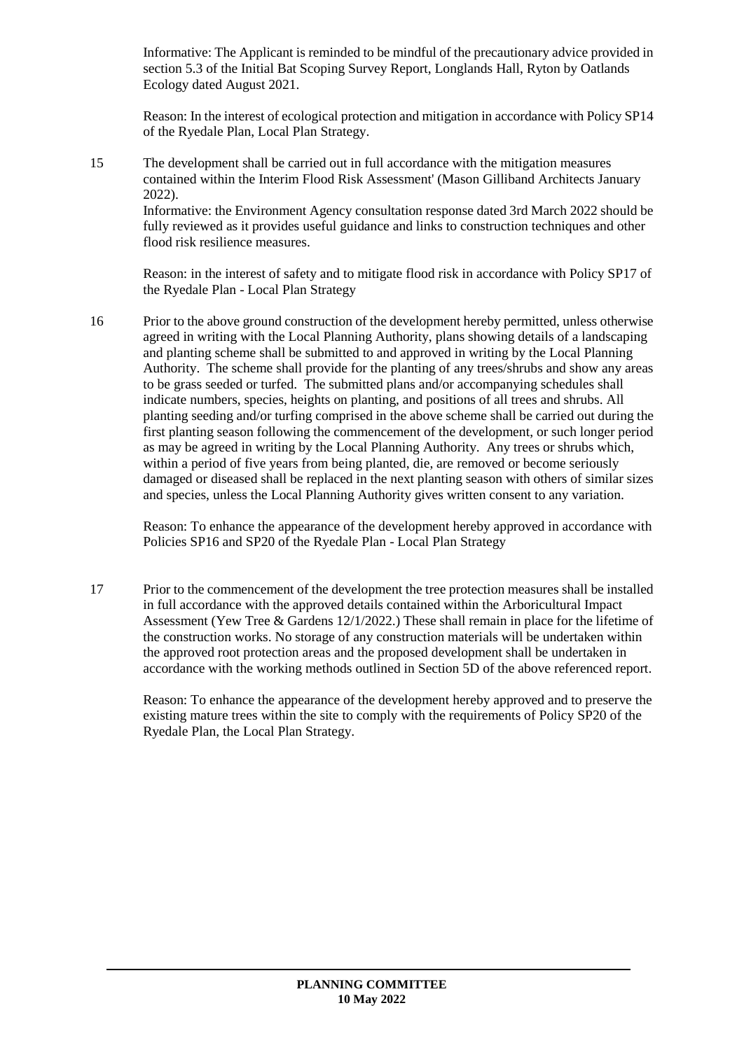Informative: The Applicant is reminded to be mindful of the precautionary advice provided in section 5.3 of the Initial Bat Scoping Survey Report, Longlands Hall, Ryton by Oatlands Ecology dated August 2021.

Reason: In the interest of ecological protection and mitigation in accordance with Policy SP14 of the Ryedale Plan, Local Plan Strategy.

15 The development shall be carried out in full accordance with the mitigation measures contained within the Interim Flood Risk Assessment' (Mason Gilliband Architects January 2022).
Informative: the Environment Agency consultation response dated 3rd March 2022 should be fully reviewed as it provides useful guidance and links to construction techniques and other flood risk resilience measures.

Reason: in the interest of safety and to mitigate flood risk in accordance with Policy SP17 of the Ryedale Plan - Local Plan Strategy

16 Prior to the above ground construction of the development hereby permitted, unless otherwise agreed in writing with the Local Planning Authority, plans showing details of a landscaping and planting scheme shall be submitted to and approved in writing by the Local Planning Authority. The scheme shall provide for the planting of any trees/shrubs and show any areas to be grass seeded or turfed. The submitted plans and/or accompanying schedules shall indicate numbers, species, heights on planting, and positions of all trees and shrubs. All planting seeding and/or turfing comprised in the above scheme shall be carried out during the first planting season following the commencement of the development, or such longer period as may be agreed in writing by the Local Planning Authority. Any trees or shrubs which, within a period of five years from being planted, die, are removed or become seriously damaged or diseased shall be replaced in the next planting season with others of similar sizes and species, unless the Local Planning Authority gives written consent to any variation.

Reason: To enhance the appearance of the development hereby approved in accordance with Policies SP16 and SP20 of the Ryedale Plan - Local Plan Strategy

17 Prior to the commencement of the development the tree protection measures shall be installed in full accordance with the approved details contained within the Arboricultural Impact Assessment (Yew Tree & Gardens 12/1/2022.) These shall remain in place for the lifetime of the construction works. No storage of any construction materials will be undertaken within the approved root protection areas and the proposed development shall be undertaken in accordance with the working methods outlined in Section 5D of the above referenced report.

Reason: To enhance the appearance of the development hereby approved and to preserve the existing mature trees within the site to comply with the requirements of Policy SP20 of the Ryedale Plan, the Local Plan Strategy.